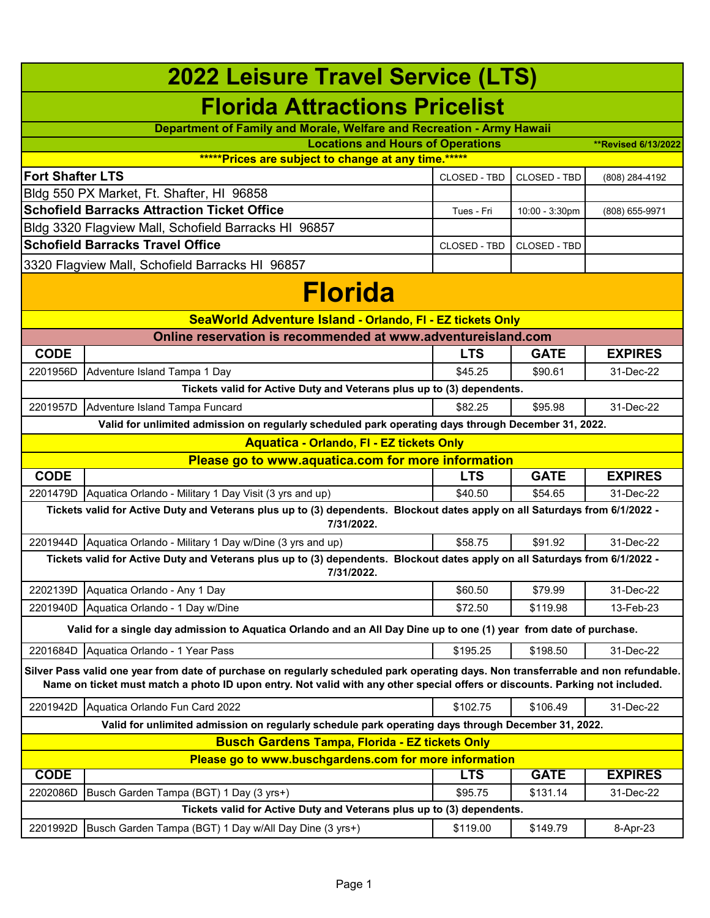# 2022 Leisure Travel Service (LTS)

# Florida Attractions Pricelist

**Department of Family and Morale, Welfare and Recreation - Army Hawaii**

**Locations and Hours of Operations** **Revised 6/13/2022

*****Prices are subject to change at any time.*****

| | | | |
|---|---|---|---|
| **Fort Shafter LTS** | CLOSED - TBD | CLOSED - TBD | (808) 284-4192 |
| Bldg 550 PX Market, Ft. Shafter, HI 96858 | | | |
| **Schofield Barracks Attraction Ticket Office** | Tues - Fri | 10:00 - 3:30pm | (808) 655-9971 |
| Bldg 3320 Flagview Mall, Schofield Barracks HI 96857 | | | |
| **Schofield Barracks Travel Office** | CLOSED - TBD | CLOSED - TBD | |
| 3320 Flagview Mall, Schofield Barracks HI 96857 | | | |

# Florida

## SeaWorld Adventure Island - Orlando, Fl - EZ tickets Only

**Online reservation is recommended at www.adventureisland.com**

| CODE | | LTS | GATE | EXPIRES |
|---|---|---|---|---|
| 2201956D | Adventure Island Tampa 1 Day | $45.25 | $90.61 | 31-Dec-22 |
| | **Tickets valid for Active Duty and Veterans plus up to (3) dependents.** | | | |
| 2201957D | Adventure Island Tampa Funcard | $82.25 | $95.98 | 31-Dec-22 |
| | **Valid for unlimited admission on regularly scheduled park operating days through December 31, 2022.** | | | |

## Aquatica - Orlando, Fl - EZ tickets Only

**Please go to www.aquatica.com for more information**

| CODE | | LTS | GATE | EXPIRES |
|---|---|---|---|---|
| 2201479D | Aquatica Orlando - Military 1 Day Visit (3 yrs and up) | $40.50 | $54.65 | 31-Dec-22 |
| | **Tickets valid for Active Duty and Veterans plus up to (3) dependents. Blockout dates apply on all Saturdays from 6/1/2022 - 7/31/2022.** | | | |
| 2201944D | Aquatica Orlando - Military 1 Day w/Dine (3 yrs and up) | $58.75 | $91.92 | 31-Dec-22 |
| | **Tickets valid for Active Duty and Veterans plus up to (3) dependents. Blockout dates apply on all Saturdays from 6/1/2022 - 7/31/2022.** | | | |
| 2202139D | Aquatica Orlando - Any 1 Day | $60.50 | $79.99 | 31-Dec-22 |
| 2201940D | Aquatica Orlando - 1 Day w/Dine | $72.50 | $119.98 | 13-Feb-23 |
| | **Valid for a single day admission to Aquatica Orlando and an All Day Dine up to one (1) year from date of purchase.** | | | |
| 2201684D | Aquatica Orlando - 1 Year Pass | $195.25 | $198.50 | 31-Dec-22 |
| | **Silver Pass valid one year from date of purchase on regularly scheduled park operating days. Non transferrable and non refundable. Name on ticket must match a photo ID upon entry. Not valid with any other special offers or discounts. Parking not included.** | | | |
| 2201942D | Aquatica Orlando Fun Card 2022 | $102.75 | $106.49 | 31-Dec-22 |
| | **Valid for unlimited admission on regularly schedule park operating days through December 31, 2022.** | | | |

## Busch Gardens Tampa, Florida - EZ tickets Only

**Please go to www.buschgardens.com for more information**

| CODE | | LTS | GATE | EXPIRES |
|---|---|---|---|---|
| 2202086D | Busch Garden Tampa (BGT) 1 Day (3 yrs+) | $95.75 | $131.14 | 31-Dec-22 |
| | **Tickets valid for Active Duty and Veterans plus up to (3) dependents.** | | | |
| 2201992D | Busch Garden Tampa (BGT) 1 Day w/All Day Dine (3 yrs+) | $119.00 | $149.79 | 8-Apr-23 |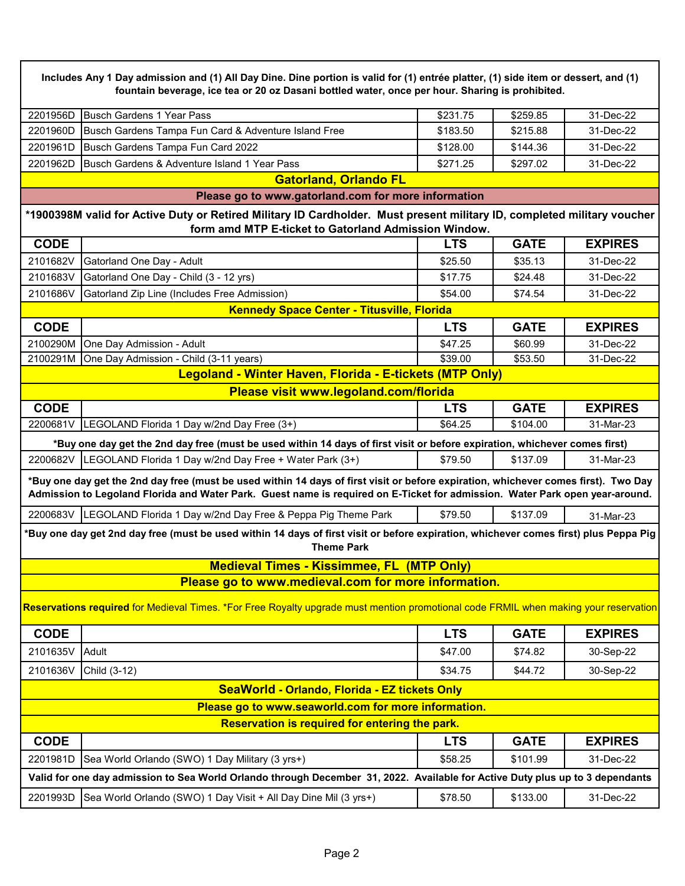| | | | | |
|---|---|---|---|---|
| **Includes Any 1 Day admission and (1) All Day Dine. Dine portion is valid for (1) entrée platter, (1) side item or dessert, and (1) fountain beverage, ice tea or 20 oz Dasani bottled water, once per hour. Sharing is prohibited.** | | | | |
| 2201956D | Busch Gardens 1 Year Pass | $231.75 | $259.85 | 31-Dec-22 |
| 2201960D | Busch Gardens Tampa Fun Card & Adventure Island Free | $183.50 | $215.88 | 31-Dec-22 |
| 2201961D | Busch Gardens Tampa Fun Card 2022 | $128.00 | $144.36 | 31-Dec-22 |
| 2201962D | Busch Gardens & Adventure Island 1 Year Pass | $271.25 | $297.02 | 31-Dec-22 |

## Gatorland, Orlando FL

**Please go to www.gatorland.com for more information**

***1900398M valid for Active Duty or Retired Military ID Cardholder. Must present military ID, completed military voucher form amd MTP E-ticket to Gatorland Admission Window.**

| CODE | | LTS | GATE | EXPIRES |
|---|---|---|---|---|
| 2101682V | Gatorland One Day - Adult | $25.50 | $35.13 | 31-Dec-22 |
| 2101683V | Gatorland One Day - Child (3 - 12 yrs) | $17.75 | $24.48 | 31-Dec-22 |
| 2101686V | Gatorland Zip Line (Includes Free Admission) | $54.00 | $74.54 | 31-Dec-22 |

## Kennedy Space Center - Titusville, Florida

| CODE | | LTS | GATE | EXPIRES |
|---|---|---|---|---|
| 2100290M | One Day Admission - Adult | $47.25 | $60.99 | 31-Dec-22 |
| 2100291M | One Day Admission - Child (3-11 years) | $39.00 | $53.50 | 31-Dec-22 |

## Legoland - Winter Haven, Florida - E-tickets (MTP Only)

**Please visit www.legoland.com/florida**

| CODE | | LTS | GATE | EXPIRES |
|---|---|---|---|---|
| 2200681V | LEGOLAND Florida 1 Day w/2nd Day Free (3+) | $64.25 | $104.00 | 31-Mar-23 |
| **\*Buy one day get the 2nd day free (must be used within 14 days of first visit or before expiration, whichever comes first)** | | | | |
| 2200682V | LEGOLAND Florida 1 Day w/2nd Day Free + Water Park (3+) | $79.50 | $137.09 | 31-Mar-23 |
| **\*Buy one day get the 2nd day free (must be used within 14 days of first visit or before expiration, whichever comes first). Two Day Admission to Legoland Florida and Water Park. Guest name is required on E-Ticket for admission. Water Park open year-around.** | | | | |
| 2200683V | LEGOLAND Florida 1 Day w/2nd Day Free & Peppa Pig Theme Park | $79.50 | $137.09 | 31-Mar-23 |
| **\*Buy one day get 2nd day free (must be used within 14 days of first visit or before expiration, whichever comes first) plus Peppa Pig Theme Park** | | | | |

## Medieval Times - Kissimmee, FL (MTP Only)

**Please go to www.medieval.com for more information.**

**Reservations required** for Medieval Times. *For Free Royalty upgrade must mention promotional code FRMIL when making your reservation

| CODE | | LTS | GATE | EXPIRES |
|---|---|---|---|---|
| 2101635V | Adult | $47.00 | $74.82 | 30-Sep-22 |
| 2101636V | Child (3-12) | $34.75 | $44.72 | 30-Sep-22 |

## SeaWorld - Orlando, Florida - EZ tickets Only

**Please go to www.seaworld.com for more information.**

**Reservation is required for entering the park.**

| CODE | | LTS | GATE | EXPIRES |
|---|---|---|---|---|
| 2201981D | Sea World Orlando (SWO) 1 Day Military (3 yrs+) | $58.25 | $101.99 | 31-Dec-22 |
| **Valid for one day admission to Sea World Orlando through December 31, 2022. Available for Active Duty plus up to 3 dependants** | | | | |
| 2201993D | Sea World Orlando (SWO) 1 Day Visit + All Day Dine Mil (3 yrs+) | $78.50 | $133.00 | 31-Dec-22 |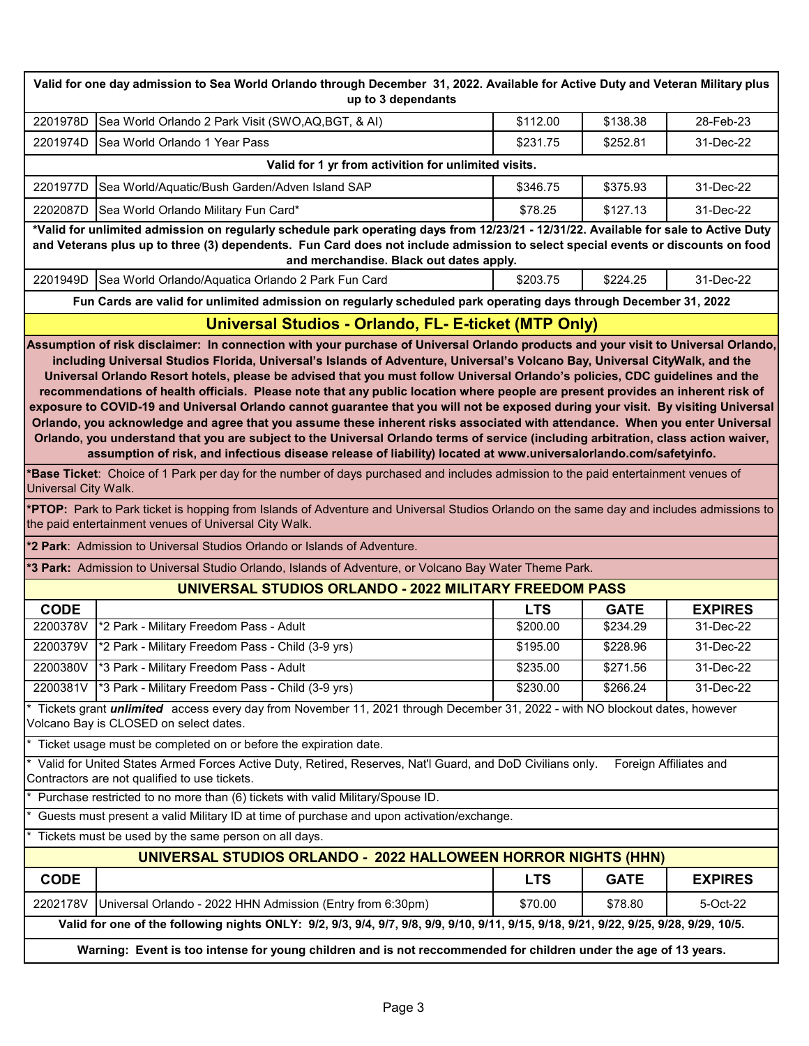**Valid for one day admission to Sea World Orlando through December 31, 2022. Available for Active Duty and Veteran Military plus up to 3 dependants**

| | | | | |
|---|---|---|---|---|
| 2201978D | Sea World Orlando 2 Park Visit (SWO,AQ,BGT, & AI) | $112.00 | $138.38 | 28-Feb-23 |
| 2201974D | Sea World Orlando 1 Year Pass | $231.75 | $252.81 | 31-Dec-22 |

**Valid for 1 yr from activition for unlimited visits.**

| | | | | |
|---|---|---|---|---|
| 2201977D | Sea World/Aquatic/Bush Garden/Adven Island SAP | $346.75 | $375.93 | 31-Dec-22 |
| 2202087D | Sea World Orlando Military Fun Card* | $78.25 | $127.13 | 31-Dec-22 |

**\*Valid for unlimited admission on regularly schedule park operating days from 12/23/21 - 12/31/22. Available for sale to Active Duty and Veterans plus up to three (3) dependents. Fun Card does not include admission to select special events or discounts on food and merchandise. Black out dates apply.**

| | | | | |
|---|---|---|---|---|
| 2201949D | Sea World Orlando/Aquatica Orlando 2 Park Fun Card | $203.75 | $224.25 | 31-Dec-22 |

**Fun Cards are valid for unlimited admission on regularly scheduled park operating days through December 31, 2022**

## Universal Studios - Orlando, FL- E-ticket (MTP Only)

**Assumption of risk disclaimer: In connection with your purchase of Universal Orlando products and your visit to Universal Orlando, including Universal Studios Florida, Universal's Islands of Adventure, Universal's Volcano Bay, Universal CityWalk, and the Universal Orlando Resort hotels, please be advised that you must follow Universal Orlando's policies, CDC guidelines and the recommendations of health officials. Please note that any public location where people are present provides an inherent risk of exposure to COVID-19 and Universal Orlando cannot guarantee that you will not be exposed during your visit. By visiting Universal Orlando, you acknowledge and agree that you assume these inherent risks associated with attendance. When you enter Universal Orlando, you understand that you are subject to the Universal Orlando terms of service (including arbitration, class action waiver, assumption of risk, and infectious disease release of liability) located at www.universalorlando.com/safetyinfo.**

**\*Base Ticket**: Choice of 1 Park per day for the number of days purchased and includes admission to the paid entertainment venues of Universal City Walk.

**\*PTOP:** Park to Park ticket is hopping from Islands of Adventure and Universal Studios Orlando on the same day and includes admissions to the paid entertainment venues of Universal City Walk.

**\*2 Park**: Admission to Universal Studios Orlando or Islands of Adventure.

**\*3 Park:** Admission to Universal Studio Orlando, Islands of Adventure, or Volcano Bay Water Theme Park.

### UNIVERSAL STUDIOS ORLANDO - 2022 MILITARY FREEDOM PASS

| CODE | | LTS | GATE | EXPIRES |
|---|---|---|---|---|
| 2200378V | *2 Park - Military Freedom Pass - Adult | $200.00 | $234.29 | 31-Dec-22 |
| 2200379V | *2 Park - Military Freedom Pass - Child (3-9 yrs) | $195.00 | $228.96 | 31-Dec-22 |
| 2200380V | *3 Park - Military Freedom Pass - Adult | $235.00 | $271.56 | 31-Dec-22 |
| 2200381V | *3 Park - Military Freedom Pass - Child (3-9 yrs) | $230.00 | $266.24 | 31-Dec-22 |

\* Tickets grant ***unlimited*** access every day from November 11, 2021 through December 31, 2022 - with NO blockout dates, however Volcano Bay is CLOSED on select dates.

\* Ticket usage must be completed on or before the expiration date.

\* Valid for United States Armed Forces Active Duty, Retired, Reserves, Nat'l Guard, and DoD Civilians only. Foreign Affiliates and Contractors are not qualified to use tickets.

\* Purchase restricted to no more than (6) tickets with valid Military/Spouse ID.

\* Guests must present a valid Military ID at time of purchase and upon activation/exchange.

\* Tickets must be used by the same person on all days.

### UNIVERSAL STUDIOS ORLANDO - 2022 HALLOWEEN HORROR NIGHTS (HHN)

| CODE | | LTS | GATE | EXPIRES |
|---|---|---|---|---|
| 2202178V | Universal Orlando - 2022 HHN Admission (Entry from 6:30pm) | $70.00 | $78.80 | 5-Oct-22 |

**Valid for one of the following nights ONLY: 9/2, 9/3, 9/4, 9/7, 9/8, 9/9, 9/10, 9/11, 9/15, 9/18, 9/21, 9/22, 9/25, 9/28, 9/29, 10/5.**

**Warning: Event is too intense for young children and is not reccommended for children under the age of 13 years.**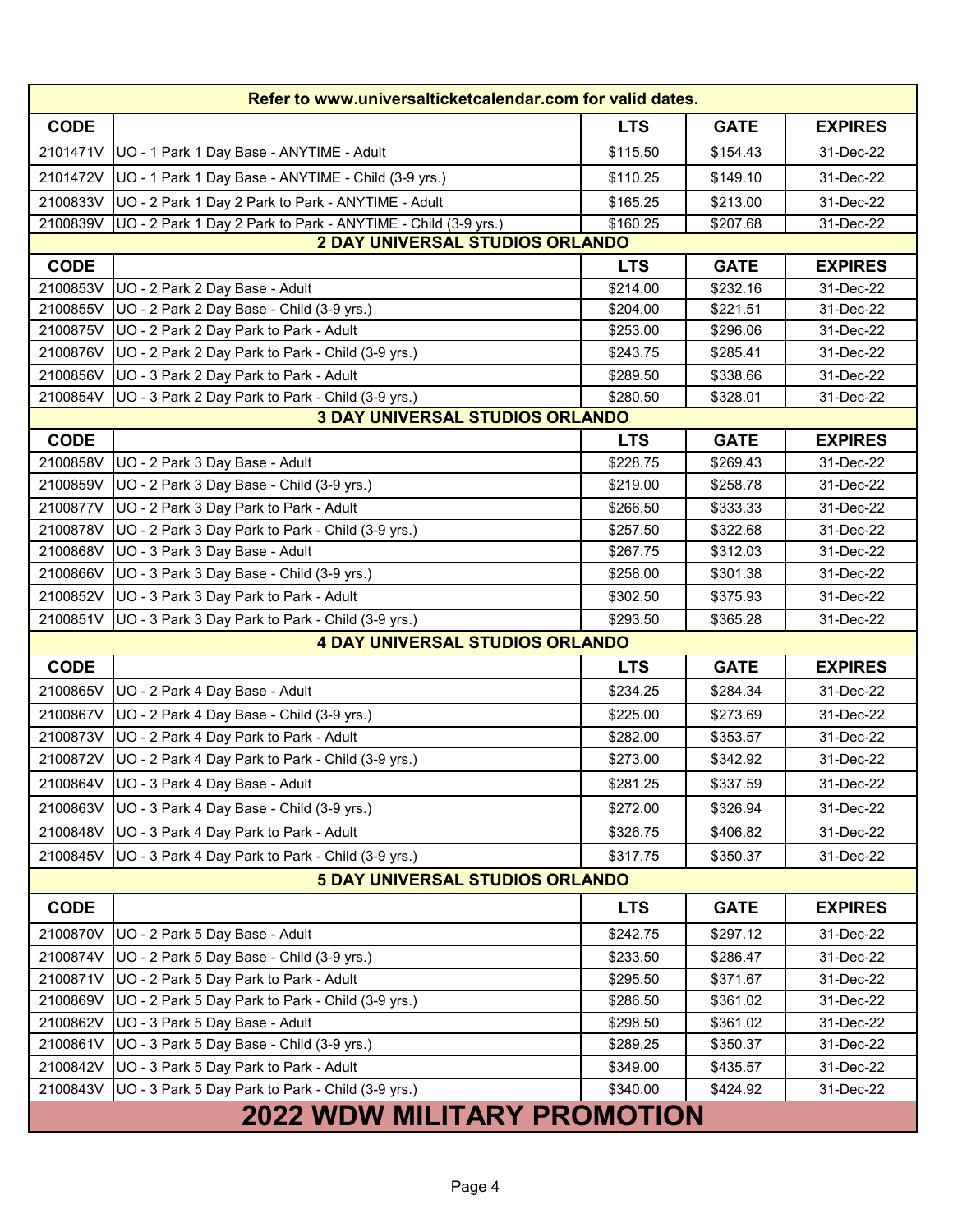| Refer to www.universalticketcalendar.com for valid dates. | | | | |
|---|---|---|---|---|
| **CODE** | | **LTS** | **GATE** | **EXPIRES** |
| 2101471V | UO - 1 Park 1 Day Base - ANYTIME - Adult | $115.50 | $154.43 | 31-Dec-22 |
| 2101472V | UO - 1 Park 1 Day Base - ANYTIME - Child (3-9 yrs.) | $110.25 | $149.10 | 31-Dec-22 |
| 2100833V | UO - 2 Park 1 Day 2 Park to Park - ANYTIME - Adult | $165.25 | $213.00 | 31-Dec-22 |
| 2100839V | UO - 2 Park 1 Day 2 Park to Park - ANYTIME - Child (3-9 yrs.) | $160.25 | $207.68 | 31-Dec-22 |
| **2 DAY UNIVERSAL STUDIOS ORLANDO** | | | | |
| **CODE** | | **LTS** | **GATE** | **EXPIRES** |
| 2100853V | UO - 2 Park 2 Day Base - Adult | $214.00 | $232.16 | 31-Dec-22 |
| 2100855V | UO - 2 Park 2 Day Base - Child (3-9 yrs.) | $204.00 | $221.51 | 31-Dec-22 |
| 2100875V | UO - 2 Park 2 Day Park to Park - Adult | $253.00 | $296.06 | 31-Dec-22 |
| 2100876V | UO - 2 Park 2 Day Park to Park - Child (3-9 yrs.) | $243.75 | $285.41 | 31-Dec-22 |
| 2100856V | UO - 3 Park 2 Day Park to Park - Adult | $289.50 | $338.66 | 31-Dec-22 |
| 2100854V | UO - 3 Park 2 Day Park to Park - Child (3-9 yrs.) | $280.50 | $328.01 | 31-Dec-22 |
| **3 DAY UNIVERSAL STUDIOS ORLANDO** | | | | |
| **CODE** | | **LTS** | **GATE** | **EXPIRES** |
| 2100858V | UO - 2 Park 3 Day Base - Adult | $228.75 | $269.43 | 31-Dec-22 |
| 2100859V | UO - 2 Park 3 Day Base - Child (3-9 yrs.) | $219.00 | $258.78 | 31-Dec-22 |
| 2100877V | UO - 2 Park 3 Day Park to Park - Adult | $266.50 | $333.33 | 31-Dec-22 |
| 2100878V | UO - 2 Park 3 Day Park to Park - Child (3-9 yrs.) | $257.50 | $322.68 | 31-Dec-22 |
| 2100868V | UO - 3 Park 3 Day Base - Adult | $267.75 | $312.03 | 31-Dec-22 |
| 2100866V | UO - 3 Park 3 Day Base - Child (3-9 yrs.) | $258.00 | $301.38 | 31-Dec-22 |
| 2100852V | UO - 3 Park 3 Day Park to Park - Adult | $302.50 | $375.93 | 31-Dec-22 |
| 2100851V | UO - 3 Park 3 Day Park to Park - Child (3-9 yrs.) | $293.50 | $365.28 | 31-Dec-22 |
| **4 DAY UNIVERSAL STUDIOS ORLANDO** | | | | |
| **CODE** | | **LTS** | **GATE** | **EXPIRES** |
| 2100865V | UO - 2 Park 4 Day Base - Adult | $234.25 | $284.34 | 31-Dec-22 |
| 2100867V | UO - 2 Park 4 Day Base - Child (3-9 yrs.) | $225.00 | $273.69 | 31-Dec-22 |
| 2100873V | UO - 2 Park 4 Day Park to Park - Adult | $282.00 | $353.57 | 31-Dec-22 |
| 2100872V | UO - 2 Park 4 Day Park to Park - Child (3-9 yrs.) | $273.00 | $342.92 | 31-Dec-22 |
| 2100864V | UO - 3 Park 4 Day Base - Adult | $281.25 | $337.59 | 31-Dec-22 |
| 2100863V | UO - 3 Park 4 Day Base - Child (3-9 yrs.) | $272.00 | $326.94 | 31-Dec-22 |
| 2100848V | UO - 3 Park 4 Day Park to Park - Adult | $326.75 | $406.82 | 31-Dec-22 |
| 2100845V | UO - 3 Park 4 Day Park to Park - Child (3-9 yrs.) | $317.75 | $350.37 | 31-Dec-22 |
| **5 DAY UNIVERSAL STUDIOS ORLANDO** | | | | |
| **CODE** | | **LTS** | **GATE** | **EXPIRES** |
| 2100870V | UO - 2 Park 5 Day Base - Adult | $242.75 | $297.12 | 31-Dec-22 |
| 2100874V | UO - 2 Park 5 Day Base - Child (3-9 yrs.) | $233.50 | $286.47 | 31-Dec-22 |
| 2100871V | UO - 2 Park 5 Day Park to Park - Adult | $295.50 | $371.67 | 31-Dec-22 |
| 2100869V | UO - 2 Park 5 Day Park to Park - Child (3-9 yrs.) | $286.50 | $361.02 | 31-Dec-22 |
| 2100862V | UO - 3 Park 5 Day Base - Adult | $298.50 | $361.02 | 31-Dec-22 |
| 2100861V | UO - 3 Park 5 Day Base - Child (3-9 yrs.) | $289.25 | $350.37 | 31-Dec-22 |
| 2100842V | UO - 3 Park 5 Day Park to Park - Adult | $349.00 | $435.57 | 31-Dec-22 |
| 2100843V | UO - 3 Park 5 Day Park to Park - Child (3-9 yrs.) | $340.00 | $424.92 | 31-Dec-22 |

## 2022 WDW MILITARY PROMOTION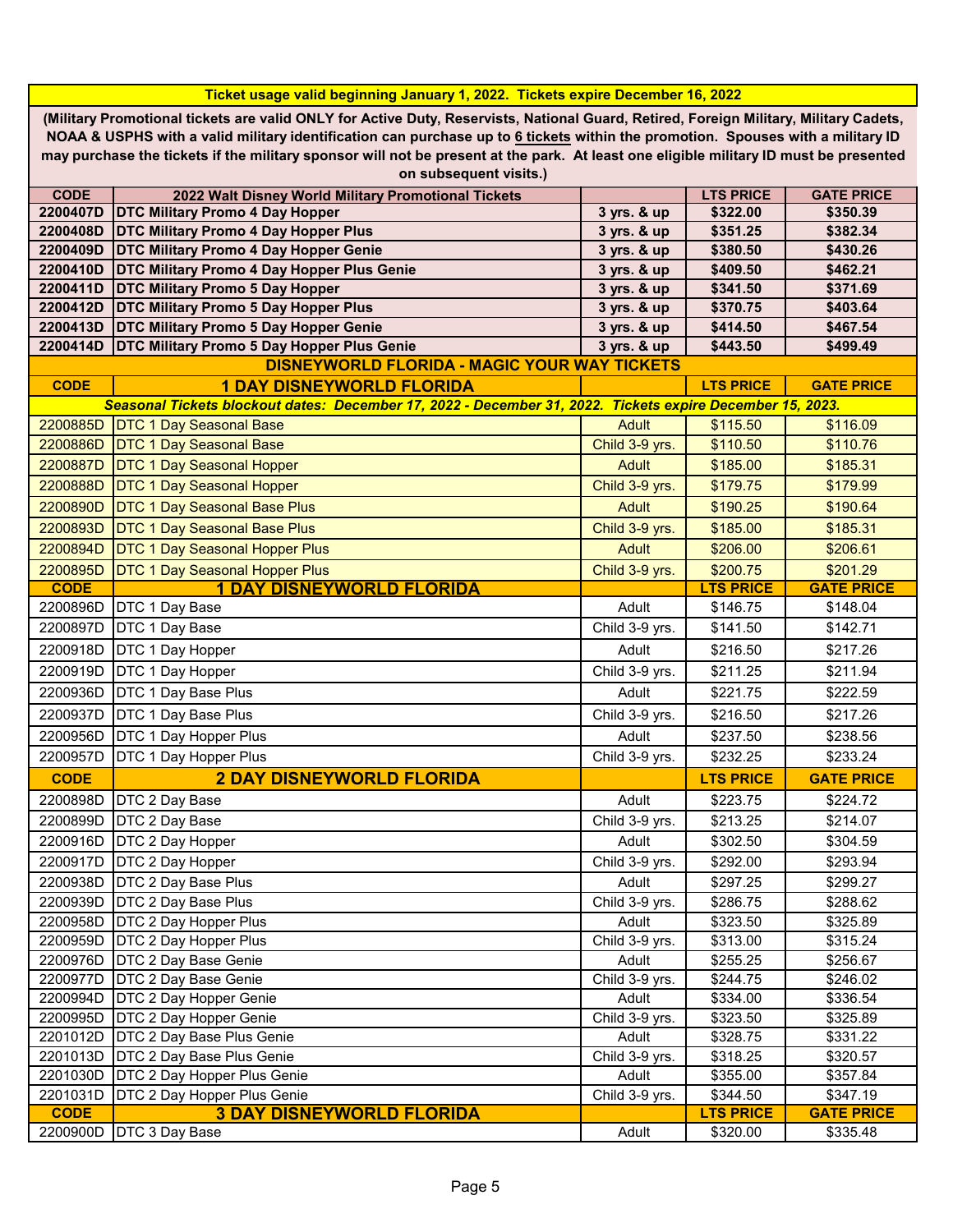**Ticket usage valid beginning January 1, 2022. Tickets expire December 16, 2022**

**(Military Promotional tickets are valid ONLY for Active Duty, Reservists, National Guard, Retired, Foreign Military, Military Cadets, NOAA & USPHS with a valid military identification can purchase up to 6 tickets within the promotion. Spouses with a military ID may purchase the tickets if the military sponsor will not be present at the park. At least one eligible military ID must be presented on subsequent visits.)**

| CODE | 2022 Walt Disney World Military Promotional Tickets | | LTS PRICE | GATE PRICE |
|---|---|---|---|---|
| 2200407D | DTC Military Promo 4 Day Hopper | 3 yrs. & up | $322.00 | $350.39 |
| 2200408D | DTC Military Promo 4 Day Hopper Plus | 3 yrs. & up | $351.25 | $382.34 |
| 2200409D | DTC Military Promo 4 Day Hopper Genie | 3 yrs. & up | $380.50 | $430.26 |
| 2200410D | DTC Military Promo 4 Day Hopper Plus Genie | 3 yrs. & up | $409.50 | $462.21 |
| 2200411D | DTC Military Promo 5 Day Hopper | 3 yrs. & up | $341.50 | $371.69 |
| 2200412D | DTC Military Promo 5 Day Hopper Plus | 3 yrs. & up | $370.75 | $403.64 |
| 2200413D | DTC Military Promo 5 Day Hopper Genie | 3 yrs. & up | $414.50 | $467.54 |
| 2200414D | DTC Military Promo 5 Day Hopper Plus Genie | 3 yrs. & up | $443.50 | $499.49 |

**DISNEYWORLD FLORIDA - MAGIC YOUR WAY TICKETS**

| CODE | 1 DAY DISNEYWORLD FLORIDA | | LTS PRICE | GATE PRICE |
|---|---|---|---|---|
| *Seasonal Tickets blockout dates: December 17, 2022 - December 31, 2022. Tickets expire December 15, 2023.* | | | | |
| 2200885D | DTC 1 Day Seasonal Base | Adult | $115.50 | $116.09 |
| 2200886D | DTC 1 Day Seasonal Base | Child 3-9 yrs. | $110.50 | $110.76 |
| 2200887D | DTC 1 Day Seasonal Hopper | Adult | $185.00 | $185.31 |
| 2200888D | DTC 1 Day Seasonal Hopper | Child 3-9 yrs. | $179.75 | $179.99 |
| 2200890D | DTC 1 Day Seasonal Base Plus | Adult | $190.25 | $190.64 |
| 2200893D | DTC 1 Day Seasonal Base Plus | Child 3-9 yrs. | $185.00 | $185.31 |
| 2200894D | DTC 1 Day Seasonal Hopper Plus | Adult | $206.00 | $206.61 |
| 2200895D | DTC 1 Day Seasonal Hopper Plus | Child 3-9 yrs. | $200.75 | $201.29 |

| CODE | 1 DAY DISNEYWORLD FLORIDA | | LTS PRICE | GATE PRICE |
|---|---|---|---|---|
| 2200896D | DTC 1 Day Base | Adult | $146.75 | $148.04 |
| 2200897D | DTC 1 Day Base | Child 3-9 yrs. | $141.50 | $142.71 |
| 2200918D | DTC 1 Day Hopper | Adult | $216.50 | $217.26 |
| 2200919D | DTC 1 Day Hopper | Child 3-9 yrs. | $211.25 | $211.94 |
| 2200936D | DTC 1 Day Base Plus | Adult | $221.75 | $222.59 |
| 2200937D | DTC 1 Day Base Plus | Child 3-9 yrs. | $216.50 | $217.26 |
| 2200956D | DTC 1 Day Hopper Plus | Adult | $237.50 | $238.56 |
| 2200957D | DTC 1 Day Hopper Plus | Child 3-9 yrs. | $232.25 | $233.24 |

| CODE | 2 DAY DISNEYWORLD FLORIDA | | LTS PRICE | GATE PRICE |
|---|---|---|---|---|
| 2200898D | DTC 2 Day Base | Adult | $223.75 | $224.72 |
| 2200899D | DTC 2 Day Base | Child 3-9 yrs. | $213.25 | $214.07 |
| 2200916D | DTC 2 Day Hopper | Adult | $302.50 | $304.59 |
| 2200917D | DTC 2 Day Hopper | Child 3-9 yrs. | $292.00 | $293.94 |
| 2200938D | DTC 2 Day Base Plus | Adult | $297.25 | $299.27 |
| 2200939D | DTC 2 Day Base Plus | Child 3-9 yrs. | $286.75 | $288.62 |
| 2200958D | DTC 2 Day Hopper Plus | Adult | $323.50 | $325.89 |
| 2200959D | DTC 2 Day Hopper Plus | Child 3-9 yrs. | $313.00 | $315.24 |
| 2200976D | DTC 2 Day Base Genie | Adult | $255.25 | $256.67 |
| 2200977D | DTC 2 Day Base Genie | Child 3-9 yrs. | $244.75 | $246.02 |
| 2200994D | DTC 2 Day Hopper Genie | Adult | $334.00 | $336.54 |
| 2200995D | DTC 2 Day Hopper Genie | Child 3-9 yrs. | $323.50 | $325.89 |
| 2201012D | DTC 2 Day Base Plus Genie | Adult | $328.75 | $331.22 |
| 2201013D | DTC 2 Day Base Plus Genie | Child 3-9 yrs. | $318.25 | $320.57 |
| 2201030D | DTC 2 Day Hopper Plus Genie | Adult | $355.00 | $357.84 |
| 2201031D | DTC 2 Day Hopper Plus Genie | Child 3-9 yrs. | $344.50 | $347.19 |

| CODE | 3 DAY DISNEYWORLD FLORIDA | | LTS PRICE | GATE PRICE |
|---|---|---|---|---|
| 2200900D | DTC 3 Day Base | Adult | $320.00 | $335.48 |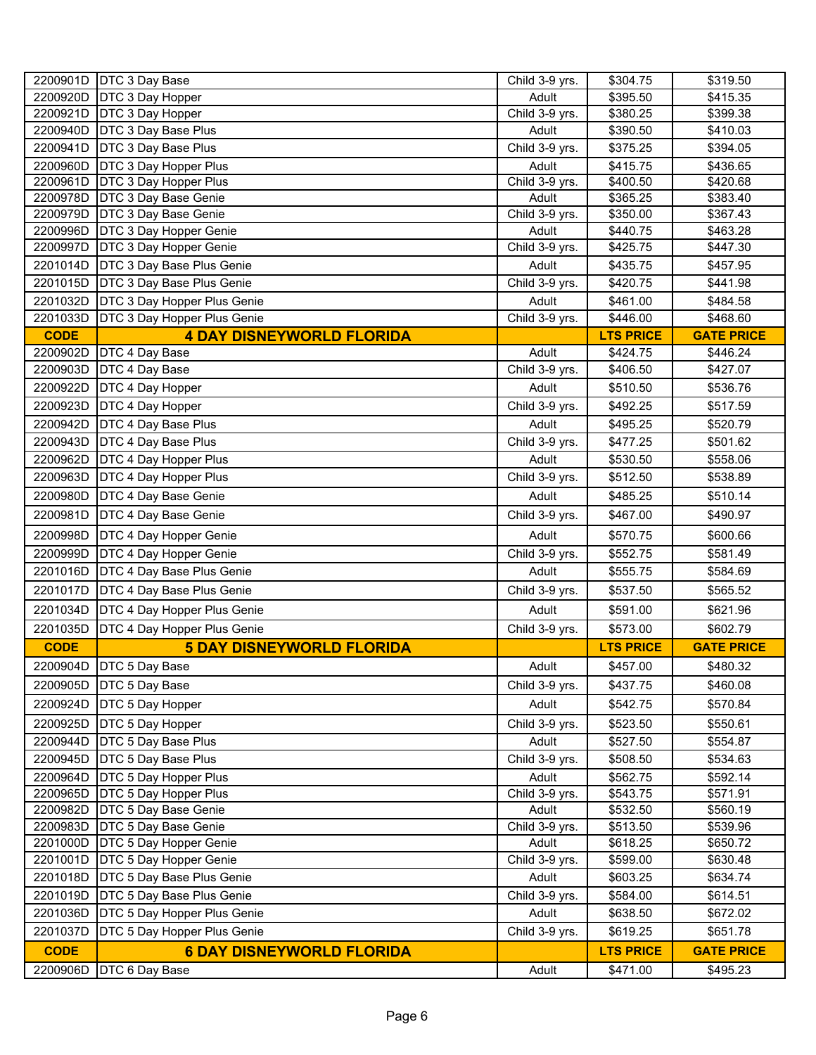| | | | | |
|---|---|---|---|---|
| 2200901D | DTC 3 Day Base | Child 3-9 yrs. | $304.75 | $319.50 |
| 2200920D | DTC 3 Day Hopper | Adult | $395.50 | $415.35 |
| 2200921D | DTC 3 Day Hopper | Child 3-9 yrs. | $380.25 | $399.38 |
| 2200940D | DTC 3 Day Base Plus | Adult | $390.50 | $410.03 |
| 2200941D | DTC 3 Day Base Plus | Child 3-9 yrs. | $375.25 | $394.05 |
| 2200960D | DTC 3 Day Hopper Plus | Adult | $415.75 | $436.65 |
| 2200961D | DTC 3 Day Hopper Plus | Child 3-9 yrs. | $400.50 | $420.68 |
| 2200978D | DTC 3 Day Base Genie | Adult | $365.25 | $383.40 |
| 2200979D | DTC 3 Day Base Genie | Child 3-9 yrs. | $350.00 | $367.43 |
| 2200996D | DTC 3 Day Hopper Genie | Adult | $440.75 | $463.28 |
| 2200997D | DTC 3 Day Hopper Genie | Child 3-9 yrs. | $425.75 | $447.30 |
| 2201014D | DTC 3 Day Base Plus Genie | Adult | $435.75 | $457.95 |
| 2201015D | DTC 3 Day Base Plus Genie | Child 3-9 yrs. | $420.75 | $441.98 |
| 2201032D | DTC 3 Day Hopper Plus Genie | Adult | $461.00 | $484.58 |
| 2201033D | DTC 3 Day Hopper Plus Genie | Child 3-9 yrs. | $446.00 | $468.60 |
| **CODE** | **4 DAY DISNEYWORLD FLORIDA** | | **LTS PRICE** | **GATE PRICE** |
| 2200902D | DTC 4 Day Base | Adult | $424.75 | $446.24 |
| 2200903D | DTC 4 Day Base | Child 3-9 yrs. | $406.50 | $427.07 |
| 2200922D | DTC 4 Day Hopper | Adult | $510.50 | $536.76 |
| 2200923D | DTC 4 Day Hopper | Child 3-9 yrs. | $492.25 | $517.59 |
| 2200942D | DTC 4 Day Base Plus | Adult | $495.25 | $520.79 |
| 2200943D | DTC 4 Day Base Plus | Child 3-9 yrs. | $477.25 | $501.62 |
| 2200962D | DTC 4 Day Hopper Plus | Adult | $530.50 | $558.06 |
| 2200963D | DTC 4 Day Hopper Plus | Child 3-9 yrs. | $512.50 | $538.89 |
| 2200980D | DTC 4 Day Base Genie | Adult | $485.25 | $510.14 |
| 2200981D | DTC 4 Day Base Genie | Child 3-9 yrs. | $467.00 | $490.97 |
| 2200998D | DTC 4 Day Hopper Genie | Adult | $570.75 | $600.66 |
| 2200999D | DTC 4 Day Hopper Genie | Child 3-9 yrs. | $552.75 | $581.49 |
| 2201016D | DTC 4 Day Base Plus Genie | Adult | $555.75 | $584.69 |
| 2201017D | DTC 4 Day Base Plus Genie | Child 3-9 yrs. | $537.50 | $565.52 |
| 2201034D | DTC 4 Day Hopper Plus Genie | Adult | $591.00 | $621.96 |
| 2201035D | DTC 4 Day Hopper Plus Genie | Child 3-9 yrs. | $573.00 | $602.79 |
| **CODE** | **5 DAY DISNEYWORLD FLORIDA** | | **LTS PRICE** | **GATE PRICE** |
| 2200904D | DTC 5 Day Base | Adult | $457.00 | $480.32 |
| 2200905D | DTC 5 Day Base | Child 3-9 yrs. | $437.75 | $460.08 |
| 2200924D | DTC 5 Day Hopper | Adult | $542.75 | $570.84 |
| 2200925D | DTC 5 Day Hopper | Child 3-9 yrs. | $523.50 | $550.61 |
| 2200944D | DTC 5 Day Base Plus | Adult | $527.50 | $554.87 |
| 2200945D | DTC 5 Day Base Plus | Child 3-9 yrs. | $508.50 | $534.63 |
| 2200964D | DTC 5 Day Hopper Plus | Adult | $562.75 | $592.14 |
| 2200965D | DTC 5 Day Hopper Plus | Child 3-9 yrs. | $543.75 | $571.91 |
| 2200982D | DTC 5 Day Base Genie | Adult | $532.50 | $560.19 |
| 2200983D | DTC 5 Day Base Genie | Child 3-9 yrs. | $513.50 | $539.96 |
| 2201000D | DTC 5 Day Hopper Genie | Adult | $618.25 | $650.72 |
| 2201001D | DTC 5 Day Hopper Genie | Child 3-9 yrs. | $599.00 | $630.48 |
| 2201018D | DTC 5 Day Base Plus Genie | Adult | $603.25 | $634.74 |
| 2201019D | DTC 5 Day Base Plus Genie | Child 3-9 yrs. | $584.00 | $614.51 |
| 2201036D | DTC 5 Day Hopper Plus Genie | Adult | $638.50 | $672.02 |
| 2201037D | DTC 5 Day Hopper Plus Genie | Child 3-9 yrs. | $619.25 | $651.78 |
| **CODE** | **6 DAY DISNEYWORLD FLORIDA** | | **LTS PRICE** | **GATE PRICE** |
| 2200906D | DTC 6 Day Base | Adult | $471.00 | $495.23 |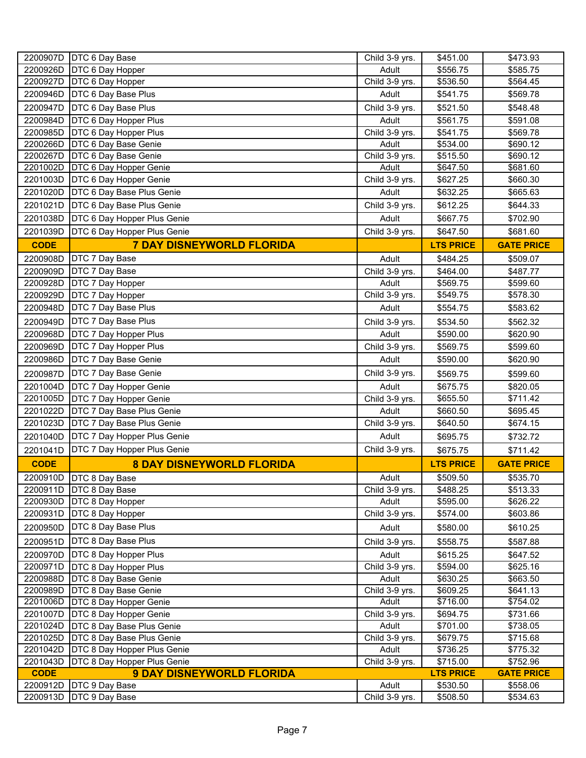| | | | | |
|---|---|---|---|---|
| 2200907D | DTC 6 Day Base | Child 3-9 yrs. | $451.00 | $473.93 |
| 2200926D | DTC 6 Day Hopper | Adult | $556.75 | $585.75 |
| 2200927D | DTC 6 Day Hopper | Child 3-9 yrs. | $536.50 | $564.45 |
| 2200946D | DTC 6 Day Base Plus | Adult | $541.75 | $569.78 |
| 2200947D | DTC 6 Day Base Plus | Child 3-9 yrs. | $521.50 | $548.48 |
| 2200984D | DTC 6 Day Hopper Plus | Adult | $561.75 | $591.08 |
| 2200985D | DTC 6 Day Hopper Plus | Child 3-9 yrs. | $541.75 | $569.78 |
| 2200266D | DTC 6 Day Base Genie | Adult | $534.00 | $690.12 |
| 2200267D | DTC 6 Day Base Genie | Child 3-9 yrs. | $515.50 | $690.12 |
| 2201002D | DTC 6 Day Hopper Genie | Adult | $647.50 | $681.60 |
| 2201003D | DTC 6 Day Hopper Genie | Child 3-9 yrs. | $627.25 | $660.30 |
| 2201020D | DTC 6 Day Base Plus Genie | Adult | $632.25 | $665.63 |
| 2201021D | DTC 6 Day Base Plus Genie | Child 3-9 yrs. | $612.25 | $644.33 |
| 2201038D | DTC 6 Day Hopper Plus Genie | Adult | $667.75 | $702.90 |
| 2201039D | DTC 6 Day Hopper Plus Genie | Child 3-9 yrs. | $647.50 | $681.60 |
| **CODE** | **7 DAY DISNEYWORLD FLORIDA** | | **LTS PRICE** | **GATE PRICE** |
| 2200908D | DTC 7 Day Base | Adult | $484.25 | $509.07 |
| 2200909D | DTC 7 Day Base | Child 3-9 yrs. | $464.00 | $487.77 |
| 2200928D | DTC 7 Day Hopper | Adult | $569.75 | $599.60 |
| 2200929D | DTC 7 Day Hopper | Child 3-9 yrs. | $549.75 | $578.30 |
| 2200948D | DTC 7 Day Base Plus | Adult | $554.75 | $583.62 |
| 2200949D | DTC 7 Day Base Plus | Child 3-9 yrs. | $534.50 | $562.32 |
| 2200968D | DTC 7 Day Hopper Plus | Adult | $590.00 | $620.90 |
| 2200969D | DTC 7 Day Hopper Plus | Child 3-9 yrs. | $569.75 | $599.60 |
| 2200986D | DTC 7 Day Base Genie | Adult | $590.00 | $620.90 |
| 2200987D | DTC 7 Day Base Genie | Child 3-9 yrs. | $569.75 | $599.60 |
| 2201004D | DTC 7 Day Hopper Genie | Adult | $675.75 | $820.05 |
| 2201005D | DTC 7 Day Hopper Genie | Child 3-9 yrs. | $655.50 | $711.42 |
| 2201022D | DTC 7 Day Base Plus Genie | Adult | $660.50 | $695.45 |
| 2201023D | DTC 7 Day Base Plus Genie | Child 3-9 yrs. | $640.50 | $674.15 |
| 2201040D | DTC 7 Day Hopper Plus Genie | Adult | $695.75 | $732.72 |
| 2201041D | DTC 7 Day Hopper Plus Genie | Child 3-9 yrs. | $675.75 | $711.42 |
| **CODE** | **8 DAY DISNEYWORLD FLORIDA** | | **LTS PRICE** | **GATE PRICE** |
| 2200910D | DTC 8 Day Base | Adult | $509.50 | $535.70 |
| 2200911D | DTC 8 Day Base | Child 3-9 yrs. | $488.25 | $513.33 |
| 2200930D | DTC 8 Day Hopper | Adult | $595.00 | $626.22 |
| 2200931D | DTC 8 Day Hopper | Child 3-9 yrs. | $574.00 | $603.86 |
| 2200950D | DTC 8 Day Base Plus | Adult | $580.00 | $610.25 |
| 2200951D | DTC 8 Day Base Plus | Child 3-9 yrs. | $558.75 | $587.88 |
| 2200970D | DTC 8 Day Hopper Plus | Adult | $615.25 | $647.52 |
| 2200971D | DTC 8 Day Hopper Plus | Child 3-9 yrs. | $594.00 | $625.16 |
| 2200988D | DTC 8 Day Base Genie | Adult | $630.25 | $663.50 |
| 2200989D | DTC 8 Day Base Genie | Child 3-9 yrs. | $609.25 | $641.13 |
| 2201006D | DTC 8 Day Hopper Genie | Adult | $716.00 | $754.02 |
| 2201007D | DTC 8 Day Hopper Genie | Child 3-9 yrs. | $694.75 | $731.66 |
| 2201024D | DTC 8 Day Base Plus Genie | Adult | $701.00 | $738.05 |
| 2201025D | DTC 8 Day Base Plus Genie | Child 3-9 yrs. | $679.75 | $715.68 |
| 2201042D | DTC 8 Day Hopper Plus Genie | Adult | $736.25 | $775.32 |
| 2201043D | DTC 8 Day Hopper Plus Genie | Child 3-9 yrs. | $715.00 | $752.96 |
| **CODE** | **9 DAY DISNEYWORLD FLORIDA** | | **LTS PRICE** | **GATE PRICE** |
| 2200912D | DTC 9 Day Base | Adult | $530.50 | $558.06 |
| 2200913D | DTC 9 Day Base | Child 3-9 yrs. | $508.50 | $534.63 |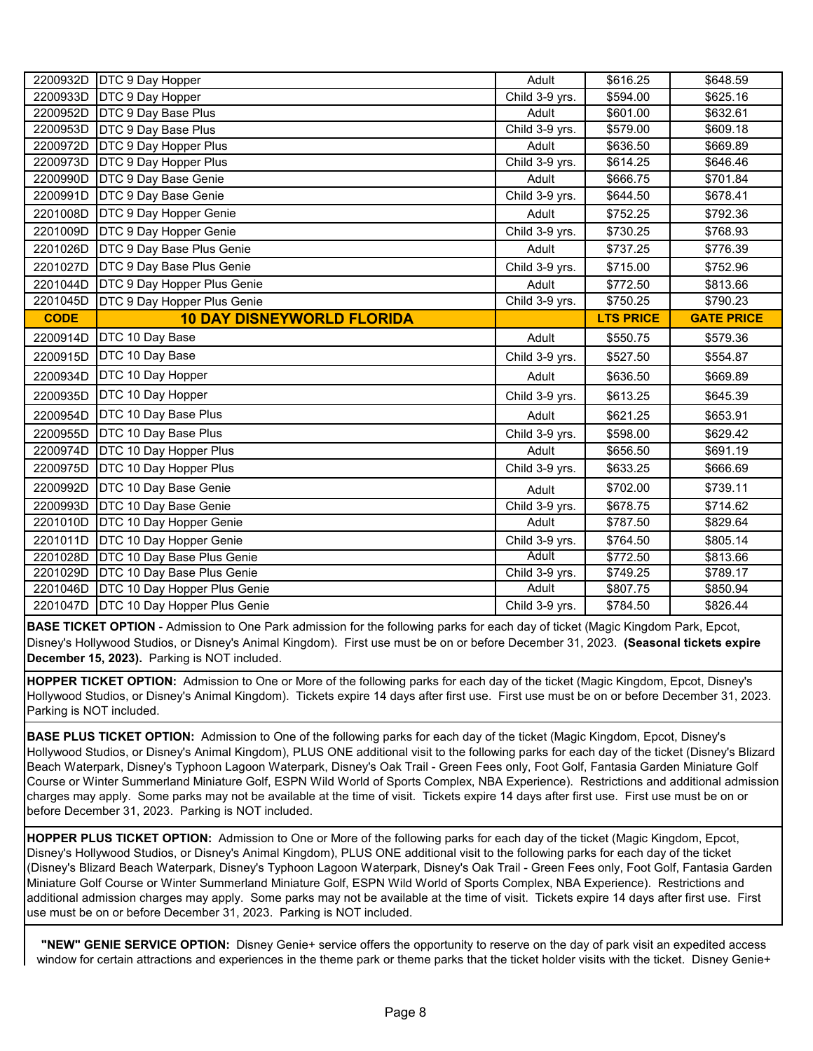| | | | | |
|---|---|---|---|---|
| 2200932D | DTC 9 Day Hopper | Adult | $616.25 | $648.59 |
| 2200933D | DTC 9 Day Hopper | Child 3-9 yrs. | $594.00 | $625.16 |
| 2200952D | DTC 9 Day Base Plus | Adult | $601.00 | $632.61 |
| 2200953D | DTC 9 Day Base Plus | Child 3-9 yrs. | $579.00 | $609.18 |
| 2200972D | DTC 9 Day Hopper Plus | Adult | $636.50 | $669.89 |
| 2200973D | DTC 9 Day Hopper Plus | Child 3-9 yrs. | $614.25 | $646.46 |
| 2200990D | DTC 9 Day Base Genie | Adult | $666.75 | $701.84 |
| 2200991D | DTC 9 Day Base Genie | Child 3-9 yrs. | $644.50 | $678.41 |
| 2201008D | DTC 9 Day Hopper Genie | Adult | $752.25 | $792.36 |
| 2201009D | DTC 9 Day Hopper Genie | Child 3-9 yrs. | $730.25 | $768.93 |
| 2201026D | DTC 9 Day Base Plus Genie | Adult | $737.25 | $776.39 |
| 2201027D | DTC 9 Day Base Plus Genie | Child 3-9 yrs. | $715.00 | $752.96 |
| 2201044D | DTC 9 Day Hopper Plus Genie | Adult | $772.50 | $813.66 |
| 2201045D | DTC 9 Day Hopper Plus Genie | Child 3-9 yrs. | $750.25 | $790.23 |
| **CODE** | **10 DAY DISNEYWORLD FLORIDA** | | **LTS PRICE** | **GATE PRICE** |
| 2200914D | DTC 10 Day Base | Adult | $550.75 | $579.36 |
| 2200915D | DTC 10 Day Base | Child 3-9 yrs. | $527.50 | $554.87 |
| 2200934D | DTC 10 Day Hopper | Adult | $636.50 | $669.89 |
| 2200935D | DTC 10 Day Hopper | Child 3-9 yrs. | $613.25 | $645.39 |
| 2200954D | DTC 10 Day Base Plus | Adult | $621.25 | $653.91 |
| 2200955D | DTC 10 Day Base Plus | Child 3-9 yrs. | $598.00 | $629.42 |
| 2200974D | DTC 10 Day Hopper Plus | Adult | $656.50 | $691.19 |
| 2200975D | DTC 10 Day Hopper Plus | Child 3-9 yrs. | $633.25 | $666.69 |
| 2200992D | DTC 10 Day Base Genie | Adult | $702.00 | $739.11 |
| 2200993D | DTC 10 Day Base Genie | Child 3-9 yrs. | $678.75 | $714.62 |
| 2201010D | DTC 10 Day Hopper Genie | Adult | $787.50 | $829.64 |
| 2201011D | DTC 10 Day Hopper Genie | Child 3-9 yrs. | $764.50 | $805.14 |
| 2201028D | DTC 10 Day Base Plus Genie | Adult | $772.50 | $813.66 |
| 2201029D | DTC 10 Day Base Plus Genie | Child 3-9 yrs. | $749.25 | $789.17 |
| 2201046D | DTC 10 Day Hopper Plus Genie | Adult | $807.75 | $850.94 |
| 2201047D | DTC 10 Day Hopper Plus Genie | Child 3-9 yrs. | $784.50 | $826.44 |

**BASE TICKET OPTION** - Admission to One Park admission for the following parks for each day of ticket (Magic Kingdom Park, Epcot, Disney's Hollywood Studios, or Disney's Animal Kingdom). First use must be on or before December 31, 2023. **(Seasonal tickets expire December 15, 2023).** Parking is NOT included.

**HOPPER TICKET OPTION:** Admission to One or More of the following parks for each day of the ticket (Magic Kingdom, Epcot, Disney's Hollywood Studios, or Disney's Animal Kingdom). Tickets expire 14 days after first use. First use must be on or before December 31, 2023. Parking is NOT included.

**BASE PLUS TICKET OPTION:** Admission to One of the following parks for each day of the ticket (Magic Kingdom, Epcot, Disney's Hollywood Studios, or Disney's Animal Kingdom), PLUS ONE additional visit to the following parks for each day of the ticket (Disney's Blizard Beach Waterpark, Disney's Typhoon Lagoon Waterpark, Disney's Oak Trail - Green Fees only, Foot Golf, Fantasia Garden Miniature Golf Course or Winter Summerland Miniature Golf, ESPN Wild World of Sports Complex, NBA Experience). Restrictions and additional admission charges may apply. Some parks may not be available at the time of visit. Tickets expire 14 days after first use. First use must be on or before December 31, 2023. Parking is NOT included.

**HOPPER PLUS TICKET OPTION:** Admission to One or More of the following parks for each day of the ticket (Magic Kingdom, Epcot, Disney's Hollywood Studios, or Disney's Animal Kingdom), PLUS ONE additional visit to the following parks for each day of the ticket (Disney's Blizard Beach Waterpark, Disney's Typhoon Lagoon Waterpark, Disney's Oak Trail - Green Fees only, Foot Golf, Fantasia Garden Miniature Golf Course or Winter Summerland Miniature Golf, ESPN Wild World of Sports Complex, NBA Experience). Restrictions and additional admission charges may apply. Some parks may not be available at the time of visit. Tickets expire 14 days after first use. First use must be on or before December 31, 2023. Parking is NOT included.

**"NEW" GENIE SERVICE OPTION:** Disney Genie+ service offers the opportunity to reserve on the day of park visit an expedited access window for certain attractions and experiences in the theme park or theme parks that the ticket holder visits with the ticket. Disney Genie+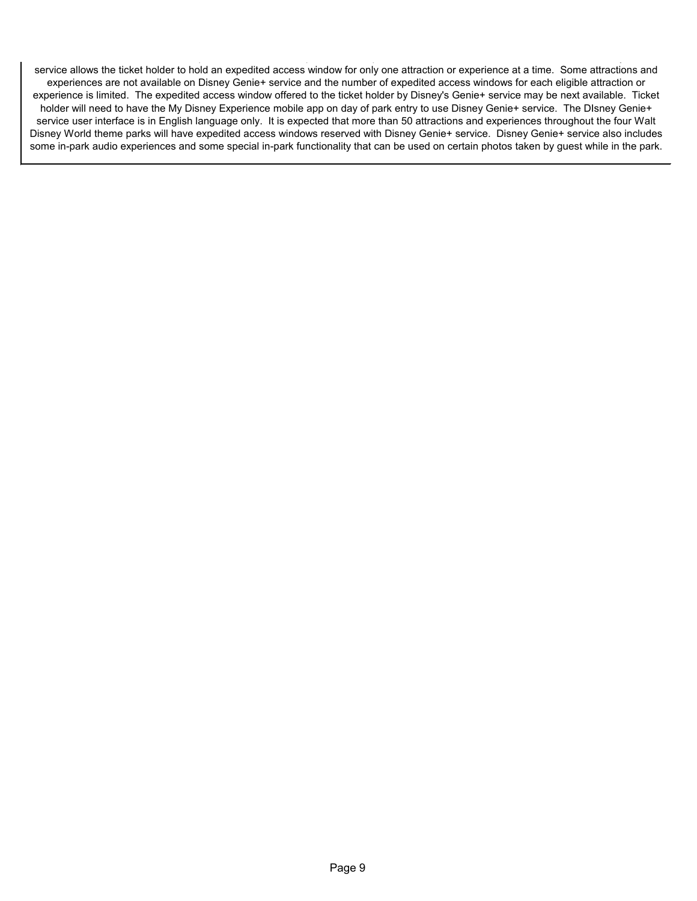service allows the ticket holder to hold an expedited access window for only one attraction or experience at a time. Some attractions and experiences are not available on Disney Genie+ service and the number of expedited access windows for each eligible attraction or experience is limited. The expedited access window offered to the ticket holder by Disney's Genie+ service may be next available. Ticket holder will need to have the My Disney Experience mobile app on day of park entry to use Disney Genie+ service. The DIsney Genie+ service user interface is in English language only. It is expected that more than 50 attractions and experiences throughout the four Walt Disney World theme parks will have expedited access windows reserved with Disney Genie+ service. Disney Genie+ service also includes some in-park audio experiences and some special in-park functionality that can be used on certain photos taken by guest while in the park.